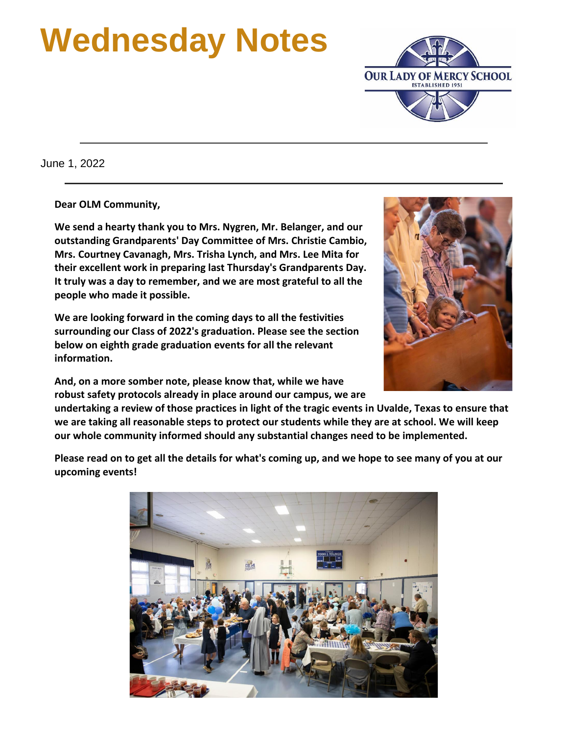# Wednesday Notes

June 1, 2022

**Dear OLM Community,**

**We send a hearty thank you to Mrs. Nygren, Mr. Belanger, and our outstanding Grandparents' Day Committee of Mrs. Christie Cambio, Mrs. Courtney Cavanagh, Mrs. Trisha Lynch, and Mrs. Lee Mita for their excellent work in preparing last Thursday's Grandparents Day. It truly was a day to remember, and we are most grateful to all the people who made it possible.**

**We are looking forward in the coming days to all the festivities surrounding our Class of 2022's graduation. Please see the section below on eighth grade graduation events for all the relevant information.**

**And, on a more somber note, please know that, while we have robust safety protocols already in place around our campus, we are undertaking a review of those practices in light of the tragic events in Uvalde, Texas to ensure that we are taking all reasonable steps to protect our students while they are at school. We will keep our whole community informed should any substantial changes need to be implemented.**

**Please read on to get all the details for what's coming up, and we hope to see many of you at our upcoming events!**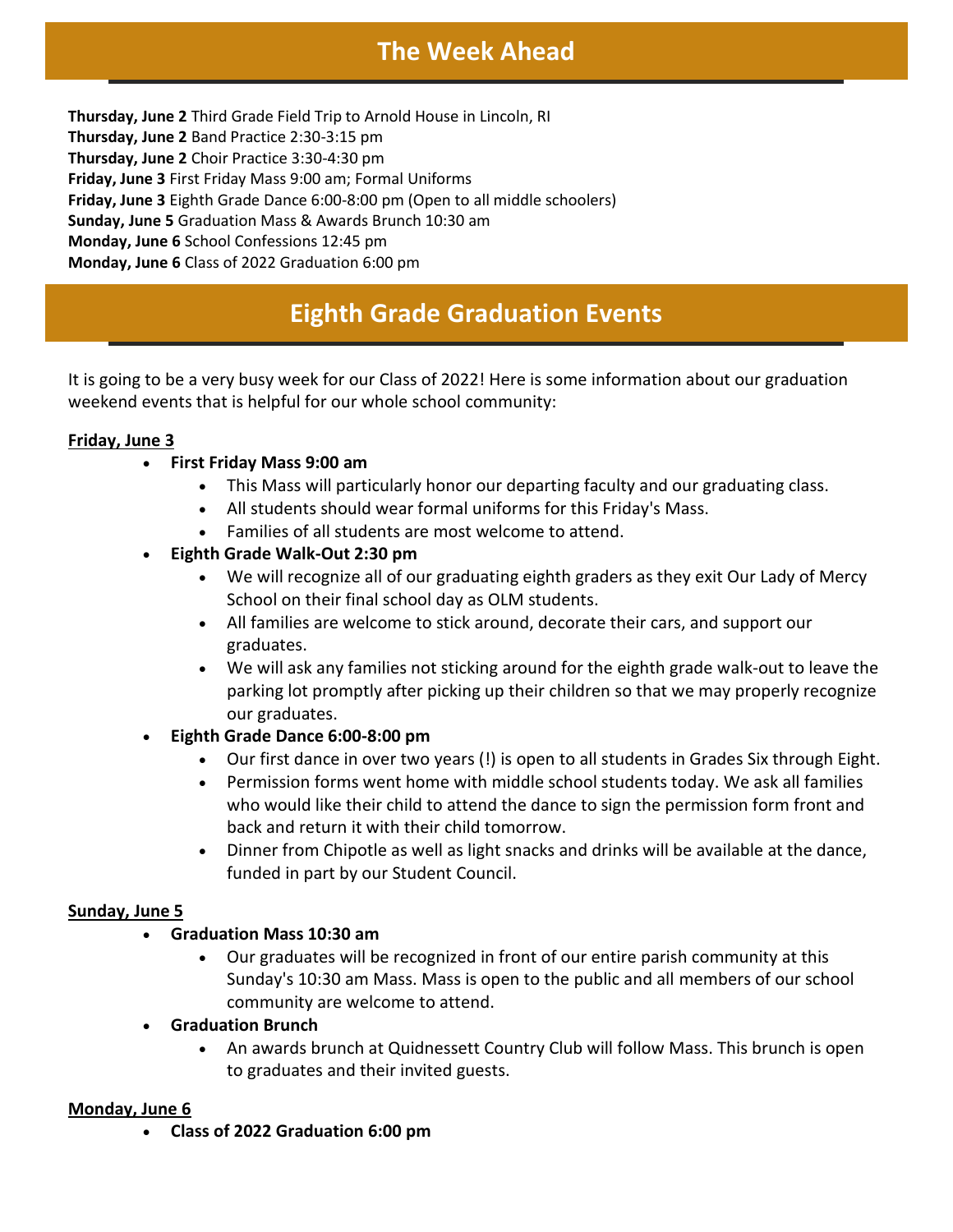## The Week Ahead

**Thursday, June 2** Third Grade Field Trip to Arnold House in Lincoln, RI
**Thursday, June 2** Band Practice 2:30-3:15 pm
**Thursday, June 2** Choir Practice 3:30-4:30 pm
**Friday, June 3** First Friday Mass 9:00 am; Formal Uniforms
**Friday, June 3** Eighth Grade Dance 6:00-8:00 pm (Open to all middle schoolers)
**Sunday, June 5** Graduation Mass & Awards Brunch 10:30 am
**Monday, June 6** School Confessions 12:45 pm
**Monday, June 6** Class of 2022 Graduation 6:00 pm

## Eighth Grade Graduation Events

It is going to be a very busy week for our Class of 2022! Here is some information about our graduation weekend events that is helpful for our whole school community:

**Friday, June 3**

- **First Friday Mass 9:00 am**
  - This Mass will particularly honor our departing faculty and our graduating class.
  - All students should wear formal uniforms for this Friday's Mass.
  - Families of all students are most welcome to attend.
- **Eighth Grade Walk-Out 2:30 pm**
  - We will recognize all of our graduating eighth graders as they exit Our Lady of Mercy School on their final school day as OLM students.
  - All families are welcome to stick around, decorate their cars, and support our graduates.
  - We will ask any families not sticking around for the eighth grade walk-out to leave the parking lot promptly after picking up their children so that we may properly recognize our graduates.
- **Eighth Grade Dance 6:00-8:00 pm**
  - Our first dance in over two years (!) is open to all students in Grades Six through Eight.
  - Permission forms went home with middle school students today. We ask all families who would like their child to attend the dance to sign the permission form front and back and return it with their child tomorrow.
  - Dinner from Chipotle as well as light snacks and drinks will be available at the dance, funded in part by our Student Council.

**Sunday, June 5**

- **Graduation Mass 10:30 am**
  - Our graduates will be recognized in front of our entire parish community at this Sunday's 10:30 am Mass. Mass is open to the public and all members of our school community are welcome to attend.
- **Graduation Brunch**
  - An awards brunch at Quidnessett Country Club will follow Mass. This brunch is open to graduates and their invited guests.

**Monday, June 6**

- **Class of 2022 Graduation 6:00 pm**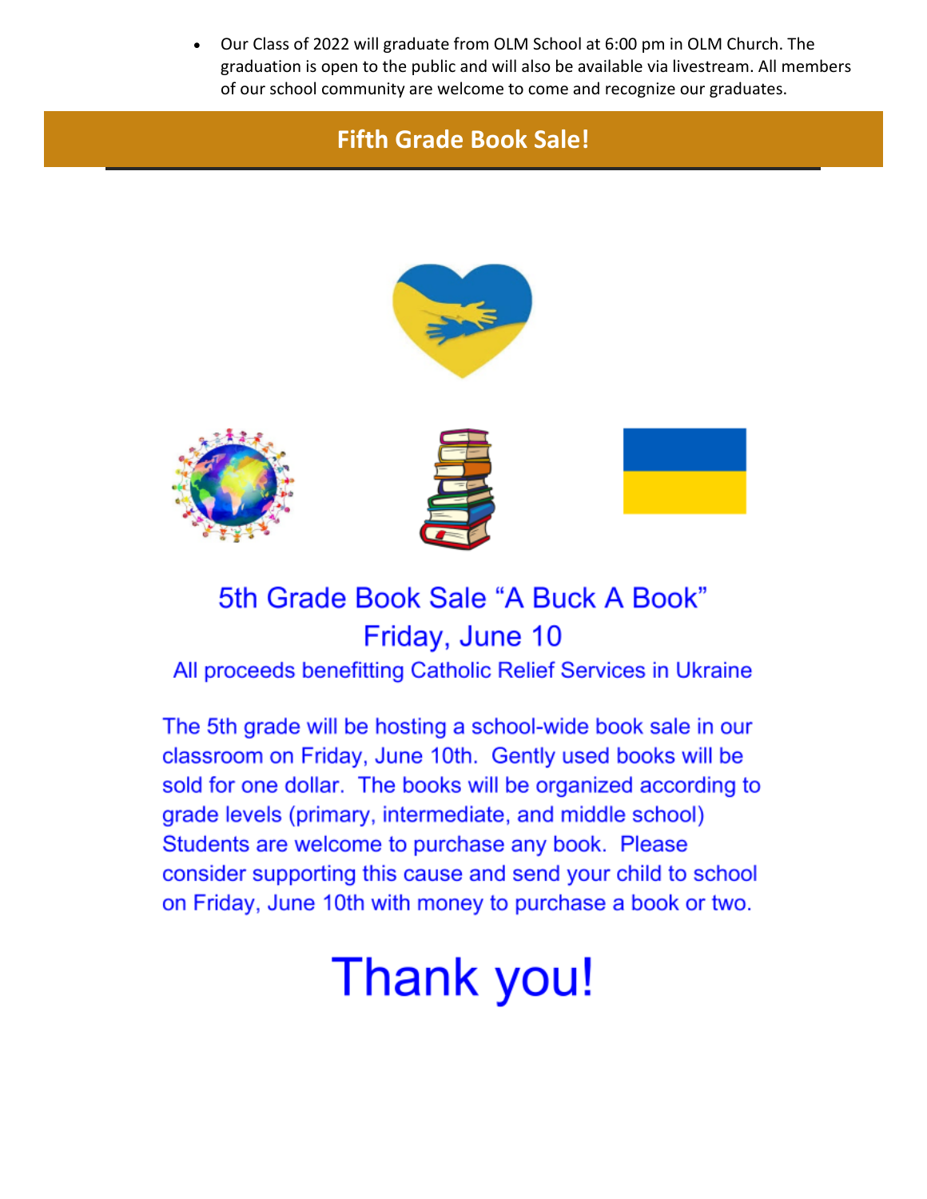- Our Class of 2022 will graduate from OLM School at 6:00 pm in OLM Church. The graduation is open to the public and will also be available via livestream. All members of our school community are welcome to come and recognize our graduates.

## Fifth Grade Book Sale!

### 5th Grade Book Sale "A Buck A Book"
### Friday, June 10

All proceeds benefitting Catholic Relief Services in Ukraine

The 5th grade will be hosting a school-wide book sale in our classroom on Friday, June 10th. Gently used books will be sold for one dollar. The books will be organized according to grade levels (primary, intermediate, and middle school) Students are welcome to purchase any book. Please consider supporting this cause and send your child to school on Friday, June 10th with money to purchase a book or two.

# Thank you!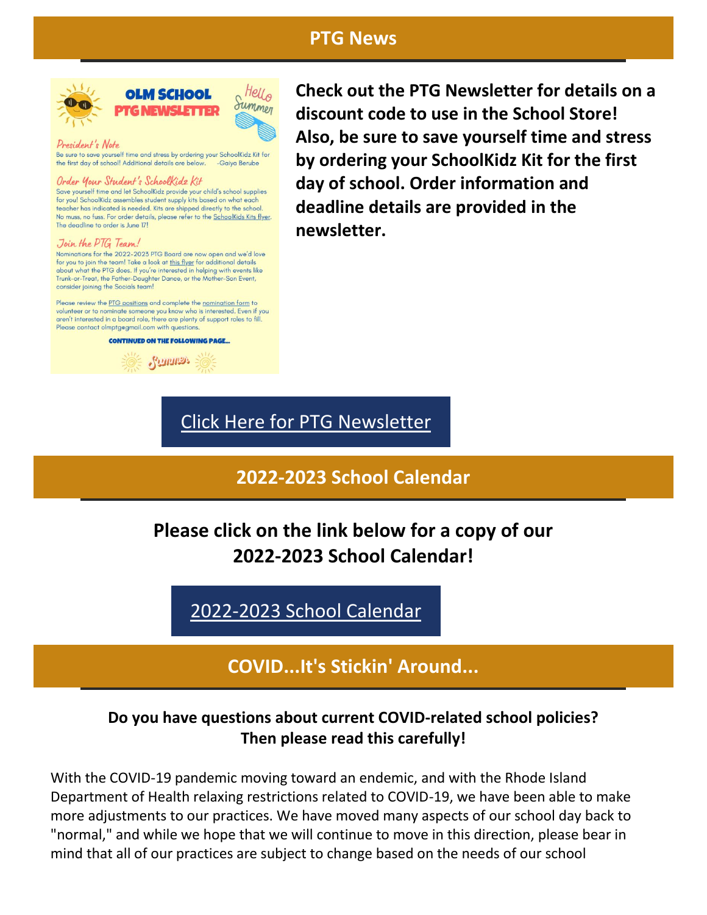## PTG News

OLM SCHOOL PTG NEWSLETTER

Hello Summer

*President's Note*

Be sure to save yourself time and stress by ordering your SchoolKidz Kit for the first day of school! Additional details are below. -Gaiya Berube

*Order Your Student's SchoolKidz Kit*

Save yourself time and let SchoolKidz provide your child's school supplies for you! SchoolKidz assembles student supply kits based on what each teacher has indicated is needed. Kits are shipped directly to the school. No muss, no fuss. For order details, please refer to the SchoolKids Kits flyer. The deadline to order is June 17!

*Join the PTG Team!*

Nominations for the 2022-2023 PTG Board are now open and we'd love for you to join the team! Take a look at this flyer for additional details about what the PTG does. If you're interested in helping with events like Trunk-or-Treat, the Father-Daughter Dance, or the Mother-Son Event, consider joining the Socials team!

Please review the PTG positions and complete the nomination form to volunteer or to nominate someone you know who is interested. Even if you aren't interested in a board role, there are plenty of support roles to fill. Please contact olmptgegmail.com with questions.

CONTINUED ON THE FOLLOWING PAGE...

Summer

**Check out the PTG Newsletter for details on a discount code to use in the School Store! Also, be sure to save yourself time and stress by ordering your SchoolKidz Kit for the first day of school. Order information and deadline details are provided in the newsletter.**

Click Here for PTG Newsletter

## 2022-2023 School Calendar

**Please click on the link below for a copy of our 2022-2023 School Calendar!**

2022-2023 School Calendar

## COVID...It's Stickin' Around...

**Do you have questions about current COVID-related school policies? Then please read this carefully!**

With the COVID-19 pandemic moving toward an endemic, and with the Rhode Island Department of Health relaxing restrictions related to COVID-19, we have been able to make more adjustments to our practices. We have moved many aspects of our school day back to "normal," and while we hope that we will continue to move in this direction, please bear in mind that all of our practices are subject to change based on the needs of our school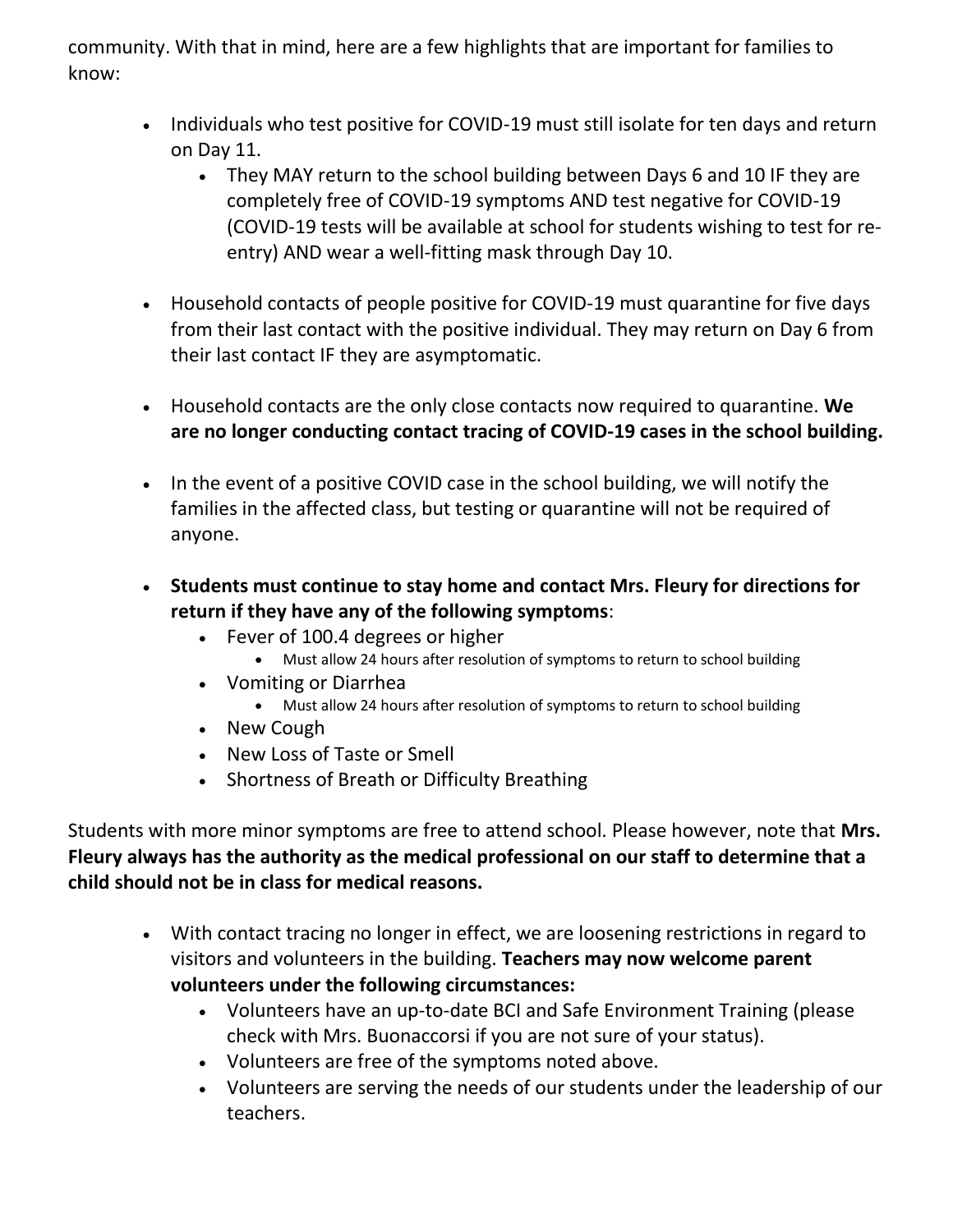community. With that in mind, here are a few highlights that are important for families to know:

- Individuals who test positive for COVID-19 must still isolate for ten days and return on Day 11.
    - They MAY return to the school building between Days 6 and 10 IF they are completely free of COVID-19 symptoms AND test negative for COVID-19 (COVID-19 tests will be available at school for students wishing to test for re-entry) AND wear a well-fitting mask through Day 10.

- Household contacts of people positive for COVID-19 must quarantine for five days from their last contact with the positive individual. They may return on Day 6 from their last contact IF they are asymptomatic.

- Household contacts are the only close contacts now required to quarantine. **We are no longer conducting contact tracing of COVID-19 cases in the school building.**

- In the event of a positive COVID case in the school building, we will notify the families in the affected class, but testing or quarantine will not be required of anyone.

- **Students must continue to stay home and contact Mrs. Fleury for directions for return if they have any of the following symptoms**:
    - Fever of 100.4 degrees or higher
        - Must allow 24 hours after resolution of symptoms to return to school building
    - Vomiting or Diarrhea
        - Must allow 24 hours after resolution of symptoms to return to school building
    - New Cough
    - New Loss of Taste or Smell
    - Shortness of Breath or Difficulty Breathing

Students with more minor symptoms are free to attend school. Please however, note that **Mrs. Fleury always has the authority as the medical professional on our staff to determine that a child should not be in class for medical reasons.**

- With contact tracing no longer in effect, we are loosening restrictions in regard to visitors and volunteers in the building. **Teachers may now welcome parent volunteers under the following circumstances:**
    - Volunteers have an up-to-date BCI and Safe Environment Training (please check with Mrs. Buonaccorsi if you are not sure of your status).
    - Volunteers are free of the symptoms noted above.
    - Volunteers are serving the needs of our students under the leadership of our teachers.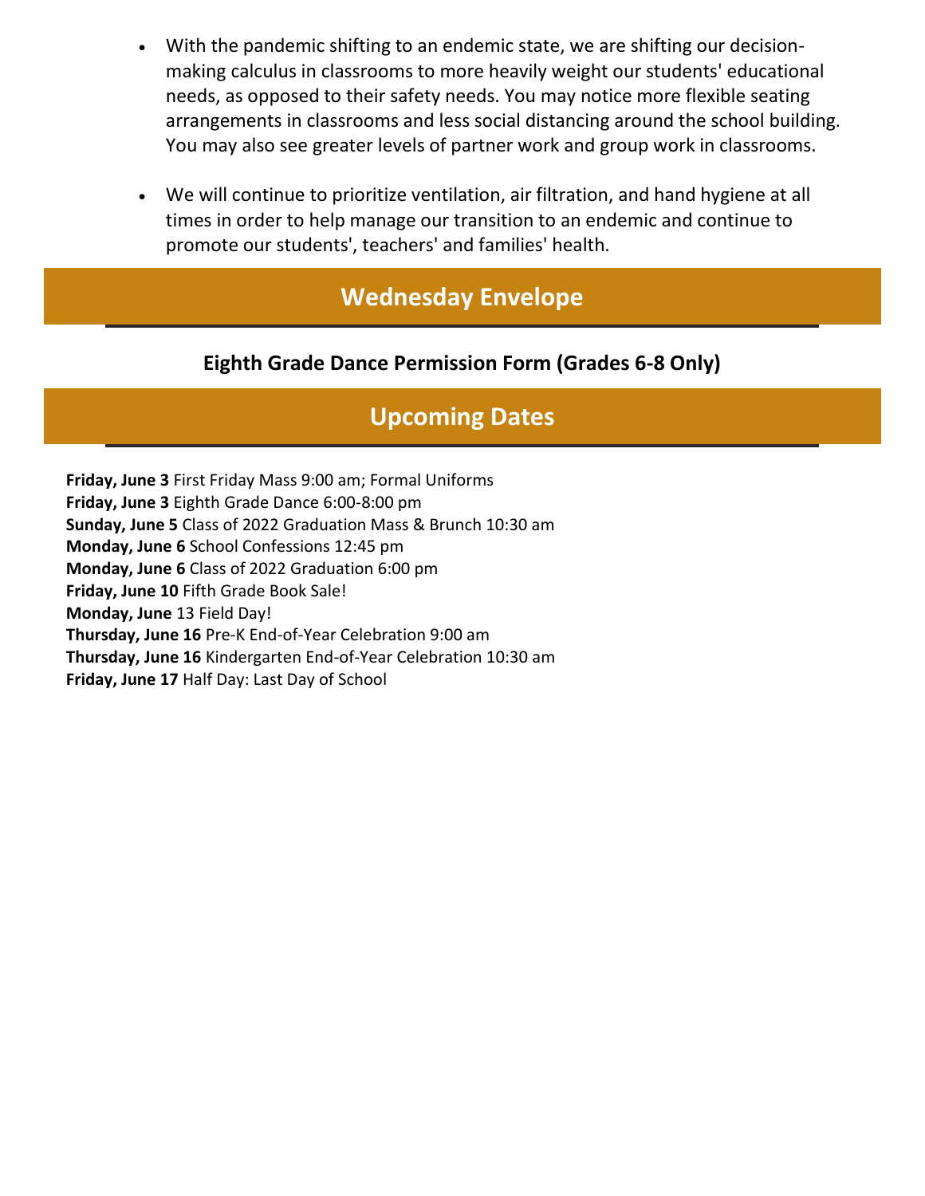- With the pandemic shifting to an endemic state, we are shifting our decision-making calculus in classrooms to more heavily weight our students' educational needs, as opposed to their safety needs. You may notice more flexible seating arrangements in classrooms and less social distancing around the school building. You may also see greater levels of partner work and group work in classrooms.
- We will continue to prioritize ventilation, air filtration, and hand hygiene at all times in order to help manage our transition to an endemic and continue to promote our students', teachers' and families' health.

## Wednesday Envelope

**Eighth Grade Dance Permission Form (Grades 6-8 Only)**

## Upcoming Dates

**Friday, June 3** First Friday Mass 9:00 am; Formal Uniforms
**Friday, June 3** Eighth Grade Dance 6:00-8:00 pm
**Sunday, June 5** Class of 2022 Graduation Mass & Brunch 10:30 am
**Monday, June 6** School Confessions 12:45 pm
**Monday, June 6** Class of 2022 Graduation 6:00 pm
**Friday, June 10** Fifth Grade Book Sale!
**Monday, June** 13 Field Day!
**Thursday, June 16** Pre-K End-of-Year Celebration 9:00 am
**Thursday, June 16** Kindergarten End-of-Year Celebration 10:30 am
**Friday, June 17** Half Day: Last Day of School